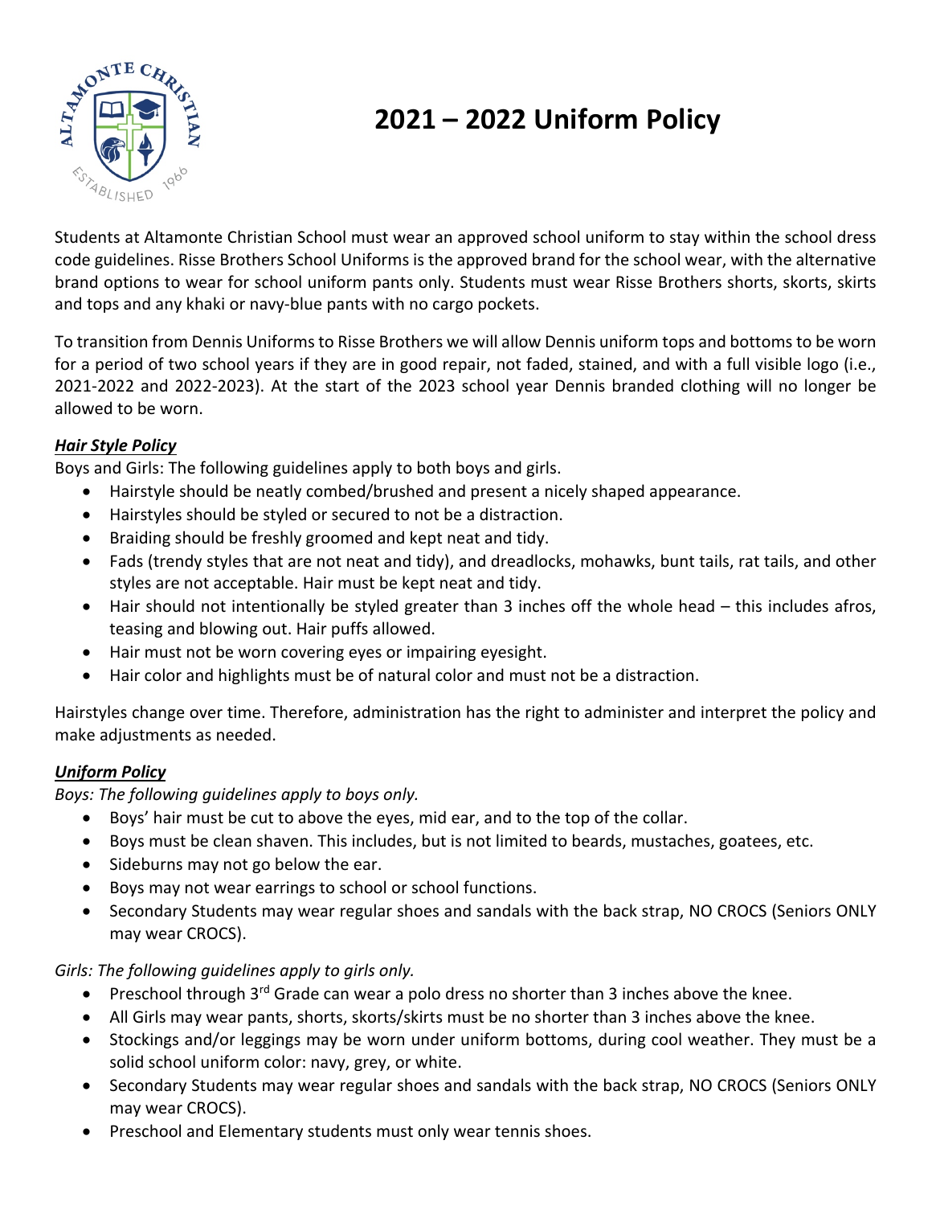# 2021 – 2022 Uniform Policy

Students at Altamonte Christian School must wear an approved school uniform to stay within the school dress code guidelines. Risse Brothers School Uniforms is the approved brand for the school wear, with the alternative brand options to wear for school uniform pants only. Students must wear Risse Brothers shorts, skorts, skirts and tops and any khaki or navy-blue pants with no cargo pockets.

To transition from Dennis Uniforms to Risse Brothers we will allow Dennis uniform tops and bottoms to be worn for a period of two school years if they are in good repair, not faded, stained, and with a full visible logo (i.e., 2021-2022 and 2022-2023). At the start of the 2023 school year Dennis branded clothing will no longer be allowed to be worn.

### ***Hair Style Policy***

Boys and Girls: The following guidelines apply to both boys and girls.

- Hairstyle should be neatly combed/brushed and present a nicely shaped appearance.
- Hairstyles should be styled or secured to not be a distraction.
- Braiding should be freshly groomed and kept neat and tidy.
- Fads (trendy styles that are not neat and tidy), and dreadlocks, mohawks, bunt tails, rat tails, and other styles are not acceptable. Hair must be kept neat and tidy.
- Hair should not intentionally be styled greater than 3 inches off the whole head – this includes afros, teasing and blowing out. Hair puffs allowed.
- Hair must not be worn covering eyes or impairing eyesight.
- Hair color and highlights must be of natural color and must not be a distraction.

Hairstyles change over time. Therefore, administration has the right to administer and interpret the policy and make adjustments as needed.

### ***Uniform Policy***

*Boys: The following guidelines apply to boys only.*

- Boys' hair must be cut to above the eyes, mid ear, and to the top of the collar.
- Boys must be clean shaven. This includes, but is not limited to beards, mustaches, goatees, etc.
- Sideburns may not go below the ear.
- Boys may not wear earrings to school or school functions.
- Secondary Students may wear regular shoes and sandals with the back strap, NO CROCS (Seniors ONLY may wear CROCS).

*Girls: The following guidelines apply to girls only.*

- Preschool through 3rd Grade can wear a polo dress no shorter than 3 inches above the knee.
- All Girls may wear pants, shorts, skorts/skirts must be no shorter than 3 inches above the knee.
- Stockings and/or leggings may be worn under uniform bottoms, during cool weather. They must be a solid school uniform color: navy, grey, or white.
- Secondary Students may wear regular shoes and sandals with the back strap, NO CROCS (Seniors ONLY may wear CROCS).
- Preschool and Elementary students must only wear tennis shoes.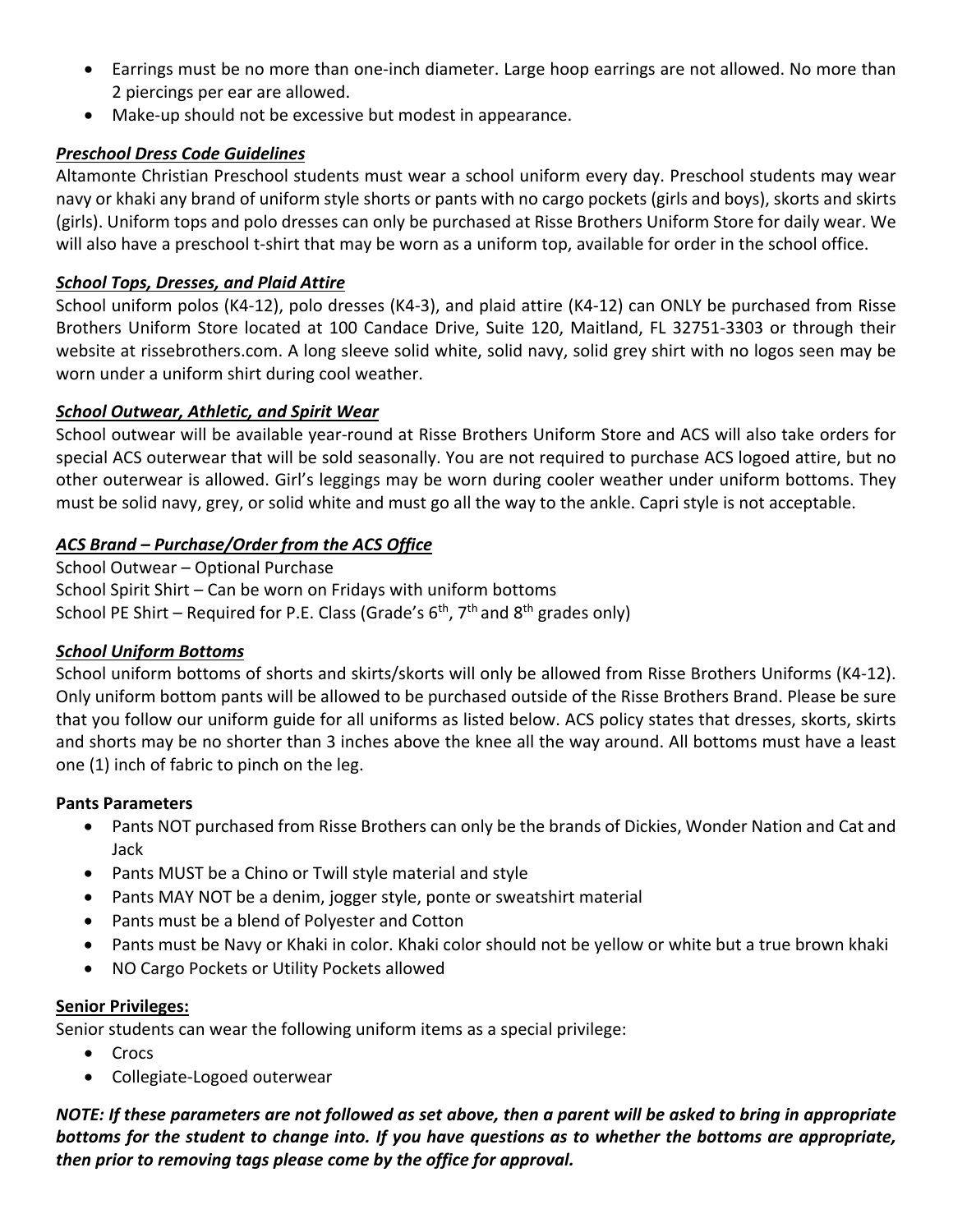- Earrings must be no more than one-inch diameter. Large hoop earrings are not allowed. No more than 2 piercings per ear are allowed.
- Make-up should not be excessive but modest in appearance.

***Preschool Dress Code Guidelines***

Altamonte Christian Preschool students must wear a school uniform every day. Preschool students may wear navy or khaki any brand of uniform style shorts or pants with no cargo pockets (girls and boys), skorts and skirts (girls). Uniform tops and polo dresses can only be purchased at Risse Brothers Uniform Store for daily wear. We will also have a preschool t-shirt that may be worn as a uniform top, available for order in the school office.

***School Tops, Dresses, and Plaid Attire***

School uniform polos (K4-12), polo dresses (K4-3), and plaid attire (K4-12) can ONLY be purchased from Risse Brothers Uniform Store located at 100 Candace Drive, Suite 120, Maitland, FL 32751-3303 or through their website at rissebrothers.com. A long sleeve solid white, solid navy, solid grey shirt with no logos seen may be worn under a uniform shirt during cool weather.

***School Outwear, Athletic, and Spirit Wear***

School outwear will be available year-round at Risse Brothers Uniform Store and ACS will also take orders for special ACS outerwear that will be sold seasonally. You are not required to purchase ACS logoed attire, but no other outerwear is allowed. Girl's leggings may be worn during cooler weather under uniform bottoms. They must be solid navy, grey, or solid white and must go all the way to the ankle. Capri style is not acceptable.

***ACS Brand – Purchase/Order from the ACS Office***

School Outwear – Optional Purchase
School Spirit Shirt – Can be worn on Fridays with uniform bottoms
School PE Shirt – Required for P.E. Class (Grade's 6th, 7th and 8th grades only)

***School Uniform Bottoms***

School uniform bottoms of shorts and skirts/skorts will only be allowed from Risse Brothers Uniforms (K4-12). Only uniform bottom pants will be allowed to be purchased outside of the Risse Brothers Brand. Please be sure that you follow our uniform guide for all uniforms as listed below. ACS policy states that dresses, skorts, skirts and shorts may be no shorter than 3 inches above the knee all the way around. All bottoms must have a least one (1) inch of fabric to pinch on the leg.

**Pants Parameters**

- Pants NOT purchased from Risse Brothers can only be the brands of Dickies, Wonder Nation and Cat and Jack
- Pants MUST be a Chino or Twill style material and style
- Pants MAY NOT be a denim, jogger style, ponte or sweatshirt material
- Pants must be a blend of Polyester and Cotton
- Pants must be Navy or Khaki in color. Khaki color should not be yellow or white but a true brown khaki
- NO Cargo Pockets or Utility Pockets allowed

**Senior Privileges:**

Senior students can wear the following uniform items as a special privilege:

- Crocs
- Collegiate-Logoed outerwear

***NOTE: If these parameters are not followed as set above, then a parent will be asked to bring in appropriate bottoms for the student to change into. If you have questions as to whether the bottoms are appropriate, then prior to removing tags please come by the office for approval.***